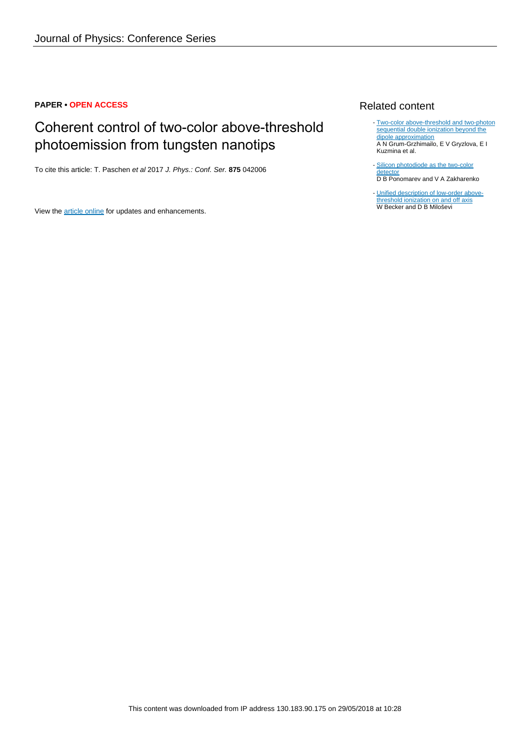**PAPER • OPEN ACCESS**

# Coherent control of two-color above-threshold photoemission from tungsten nanotips

To cite this article: T. Paschen *et al* 2017 *J. Phys.: Conf. Ser.* **875** 042006

View the article online for updates and enhancements.

## Related content

- Two-color above-threshold and two-photon sequential double ionization beyond the dipole approximation
  A N Grum-Grzhimailo, E V Gryzlova, E I Kuzmina et al.

- Silicon photodiode as the two-color detector
  D B Ponomarev and V A Zakharenko

- Unified description of low-order above-threshold ionization on and off axis
  W Becker and D B Miloševi

This content was downloaded from IP address 130.183.90.175 on 29/05/2018 at 10:28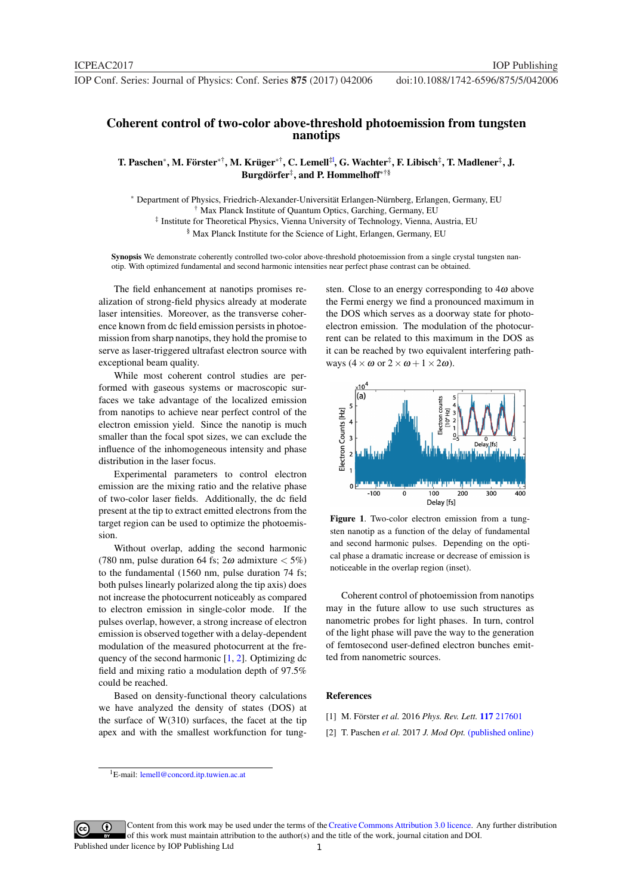# Coherent control of two-color above-threshold photoemission from tungsten nanotips

**T. Paschen***, **M. Förster***[†], **M. Krüger***[†], **C. Lemell**[‡][1], **G. Wachter**[‡], **F. Libisch**[‡], **T. Madlener**[‡], **J. Burgdörfer**[‡], **and P. Hommelhoff***[†][§]

[*] Department of Physics, Friedrich-Alexander-Universität Erlangen-Nürnberg, Erlangen, Germany, EU
[†] Max Planck Institute of Quantum Optics, Garching, Germany, EU
[‡] Institute for Theoretical Physics, Vienna University of Technology, Vienna, Austria, EU
[§] Max Planck Institute for the Science of Light, Erlangen, Germany, EU

**Synopsis** We demonstrate coherently controlled two-color above-threshold photoemission from a single crystal tungsten nanotip. With optimized fundamental and second harmonic intensities near perfect phase contrast can be obtained.

The field enhancement at nanotips promises realization of strong-field physics already at moderate laser intensities. Moreover, as the transverse coherence known from dc field emission persists in photoemission from sharp nanotips, they hold the promise to serve as laser-triggered ultrafast electron source with exceptional beam quality.

While most coherent control studies are performed with gaseous systems or macroscopic surfaces we take advantage of the localized emission from nanotips to achieve near perfect control of the electron emission yield. Since the nanotip is much smaller than the focal spot sizes, we can exclude the influence of the inhomogeneous intensity and phase distribution in the laser focus.

Experimental parameters to control electron emission are the mixing ratio and the relative phase of two-color laser fields. Additionally, the dc field present at the tip to extract emitted electrons from the target region can be used to optimize the photoemission.

Without overlap, adding the second harmonic (780 nm, pulse duration 64 fs; $2\omega$ admixture $< 5\%$) to the fundamental (1560 nm, pulse duration 74 fs; both pulses linearly polarized along the tip axis) does not increase the photocurrent noticeably as compared to electron emission in single-color mode. If the pulses overlap, however, a strong increase of electron emission is observed together with a delay-dependent modulation of the measured photocurrent at the frequency of the second harmonic [1, 2]. Optimizing dc field and mixing ratio a modulation depth of 97.5% could be reached.

Based on density-functional theory calculations we have analyzed the density of states (DOS) at the surface of W(310) surfaces, the facet at the tip apex and with the smallest workfunction for tungsten. Close to an energy corresponding to $4\omega$ above the Fermi energy we find a pronounced maximum in the DOS which serves as a doorway state for photoelectron emission. The modulation of the photocurrent can be related to this maximum in the DOS as it can be reached by two equivalent interfering pathways ($4 \times \omega$ or $2 \times \omega + 1 \times 2\omega$).

**Figure 1**. Two-color electron emission from a tungsten nanotip as a function of the delay of fundamental and second harmonic pulses. Depending on the optical phase a dramatic increase or decrease of emission is noticeable in the overlap region (inset).

Coherent control of photoemission from nanotips may in the future allow to use such structures as nanometric probes for light phases. In turn, control of the light phase will pave the way to the generation of femtosecond user-defined electron bunches emitted from nanometric sources.

## References

[1] M. Förster *et al.* 2016 *Phys. Rev. Lett.* **117** 217601

[2] T. Paschen *et al.* 2017 *J. Mod Opt.* (published online)

[1] E-mail: lemell@concord.itp.tuwien.ac.at

Content from this work may be used under the terms of the Creative Commons Attribution 3.0 licence. Any further distribution of this work must maintain attribution to the author(s) and the title of the work, journal citation and DOI.
Published under licence by IOP Publishing Ltd